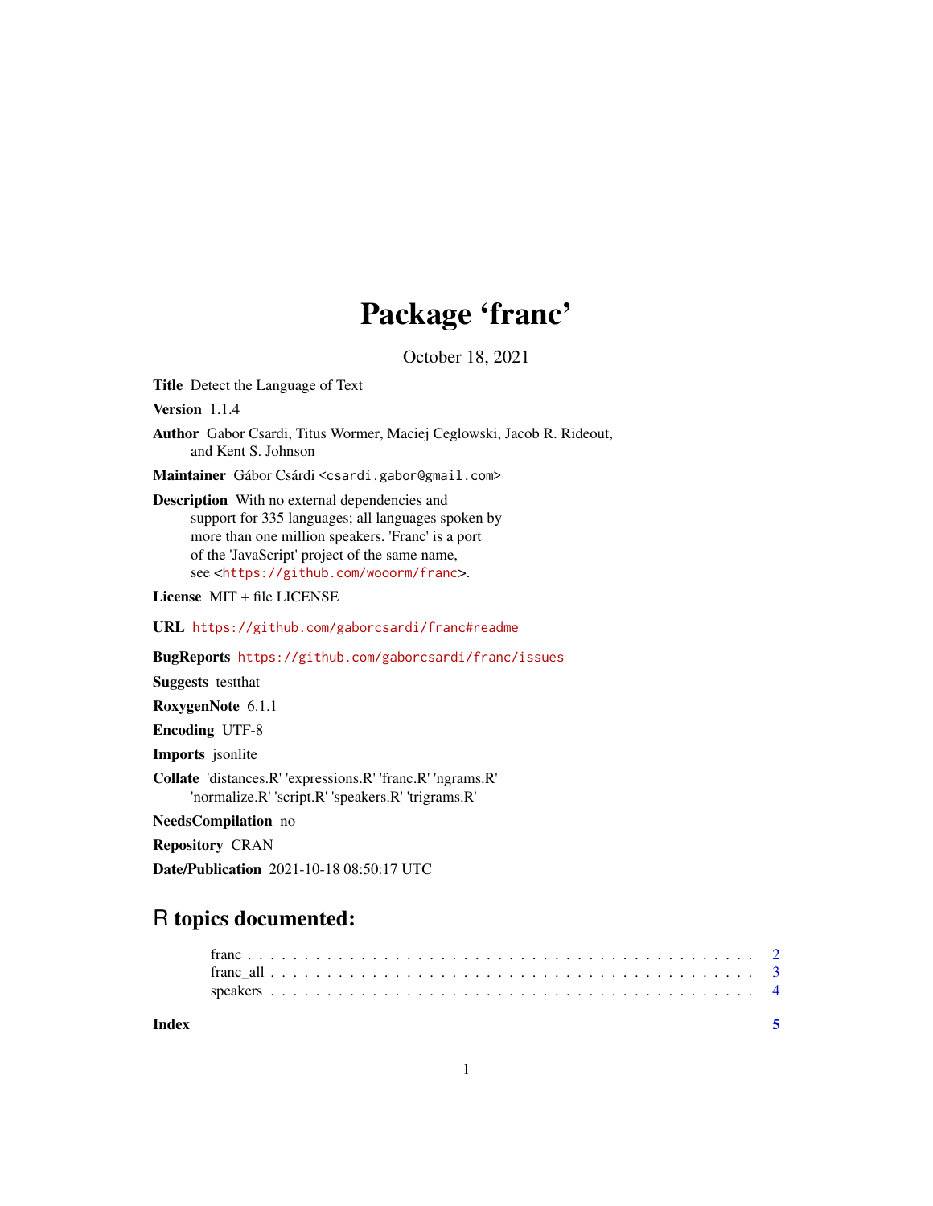# Package 'franc'

October 18, 2021

**Title** Detect the Language of Text

**Version** 1.1.4

**Author** Gabor Csardi, Titus Wormer, Maciej Ceglowski, Jacob R. Rideout, and Kent S. Johnson

**Maintainer** Gábor Csárdi <csardi.gabor@gmail.com>

**Description** With no external dependencies and support for 335 languages; all languages spoken by more than one million speakers. 'Franc' is a port of the 'JavaScript' project of the same name, see <https://github.com/wooorm/franc>.

**License** MIT + file LICENSE

**URL** https://github.com/gaborcsardi/franc#readme

**BugReports** https://github.com/gaborcsardi/franc/issues

**Suggests** testthat

**RoxygenNote** 6.1.1

**Encoding** UTF-8

**Imports** jsonlite

**Collate** 'distances.R' 'expressions.R' 'franc.R' 'ngrams.R' 'normalize.R' 'script.R' 'speakers.R' 'trigrams.R'

**NeedsCompilation** no

**Repository** CRAN

**Date/Publication** 2021-10-18 08:50:17 UTC

## R topics documented:

- franc . . . . . . . . . . . . . . . . . . . . . . . . . . . . . . . . . . . . . . . . . . . 2
- franc_all . . . . . . . . . . . . . . . . . . . . . . . . . . . . . . . . . . . . . . . . . 3
- speakers . . . . . . . . . . . . . . . . . . . . . . . . . . . . . . . . . . . . . . . . . 4

**Index** **5**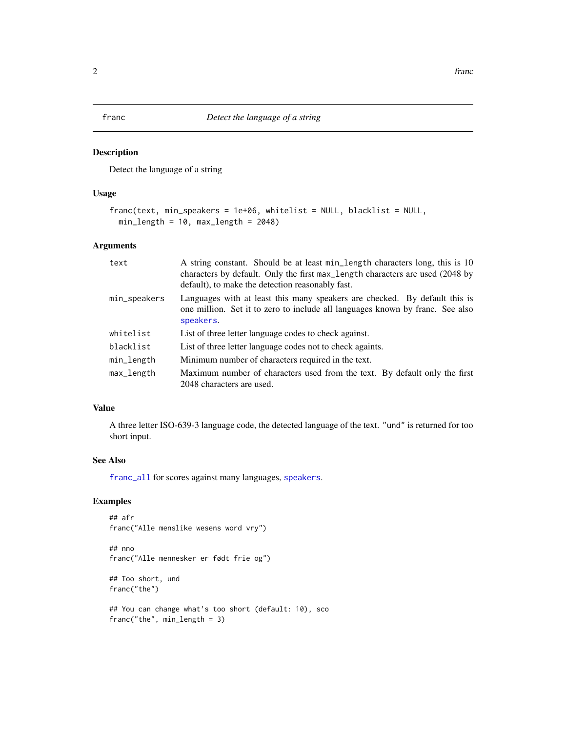# franc — *Detect the language of a string*

## Description

Detect the language of a string

## Usage

```
franc(text, min_speakers = 1e+06, whitelist = NULL, blacklist = NULL,
  min_length = 10, max_length = 2048)
```

## Arguments

| | |
|---|---|
| `text` | A string constant. Should be at least `min_length` characters long, this is 10 characters by default. Only the first `max_length` characters are used (2048 by default), to make the detection reasonably fast. |
| `min_speakers` | Languages with at least this many speakers are checked. By default this is one million. Set it to zero to include all languages known by franc. See also `speakers`. |
| `whitelist` | List of three letter language codes to check against. |
| `blacklist` | List of three letter language codes not to check againts. |
| `min_length` | Minimum number of characters required in the text. |
| `max_length` | Maximum number of characters used from the text. By default only the first 2048 characters are used. |

## Value

A three letter ISO-639-3 language code, the detected language of the text. "und" is returned for too short input.

## See Also

`franc_all` for scores against many languages, `speakers`.

## Examples

```
## afr
franc("Alle menslike wesens word vry")

## nno
franc("Alle mennesker er født frie og")

## Too short, und
franc("the")

## You can change what's too short (default: 10), sco
franc("the", min_length = 3)
```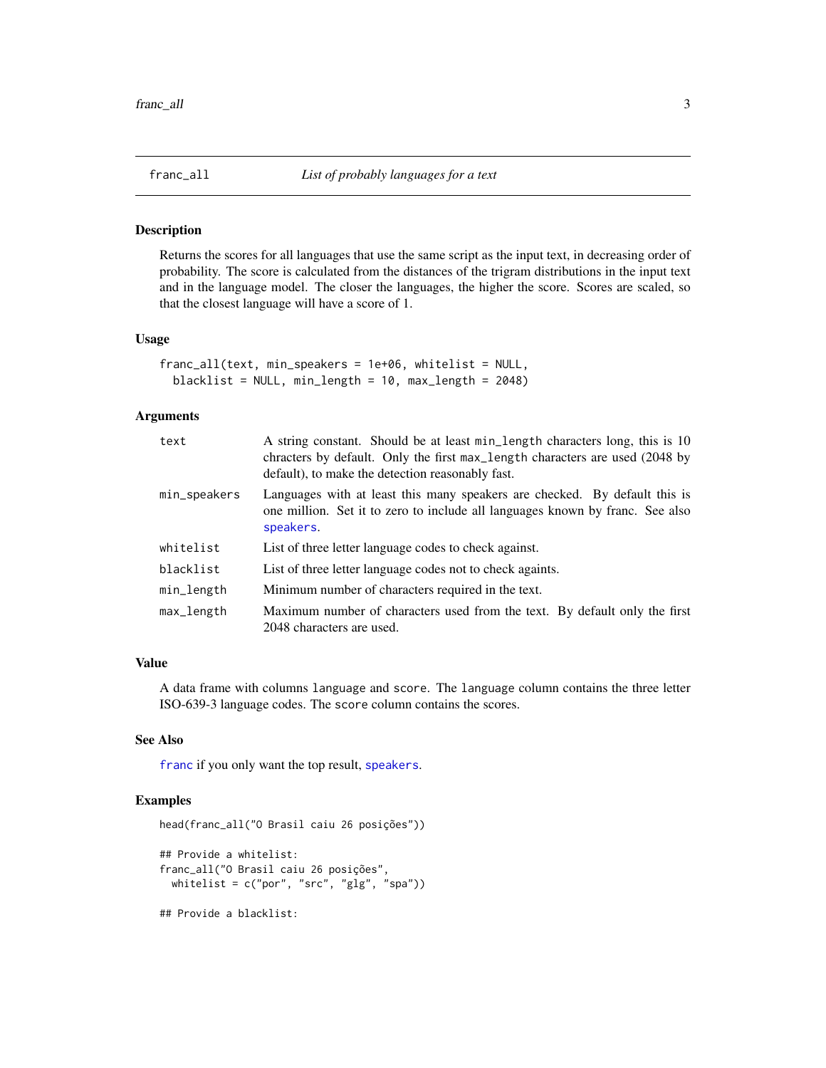## franc_all — *List of probably languages for a text*

### Description

Returns the scores for all languages that use the same script as the input text, in decreasing order of probability. The score is calculated from the distances of the trigram distributions in the input text and in the language model. The closer the languages, the higher the score. Scores are scaled, so that the closest language will have a score of 1.

### Usage

```
franc_all(text, min_speakers = 1e+06, whitelist = NULL,
  blacklist = NULL, min_length = 10, max_length = 2048)
```

### Arguments

| | |
|---|---|
| `text` | A string constant. Should be at least `min_length` characters long, this is 10 chracters by default. Only the first `max_length` characters are used (2048 by default), to make the detection reasonably fast. |
| `min_speakers` | Languages with at least this many speakers are checked. By default this is one million. Set it to zero to include all languages known by franc. See also `speakers`. |
| `whitelist` | List of three letter language codes to check against. |
| `blacklist` | List of three letter language codes not to check againts. |
| `min_length` | Minimum number of characters required in the text. |
| `max_length` | Maximum number of characters used from the text. By default only the first 2048 characters are used. |

### Value

A data frame with columns `language` and `score`. The `language` column contains the three letter ISO-639-3 language codes. The `score` column contains the scores.

### See Also

`franc` if you only want the top result, `speakers`.

### Examples

```
head(franc_all("O Brasil caiu 26 posições"))

## Provide a whitelist:
franc_all("O Brasil caiu 26 posições",
  whitelist = c("por", "src", "glg", "spa"))

## Provide a blacklist:
```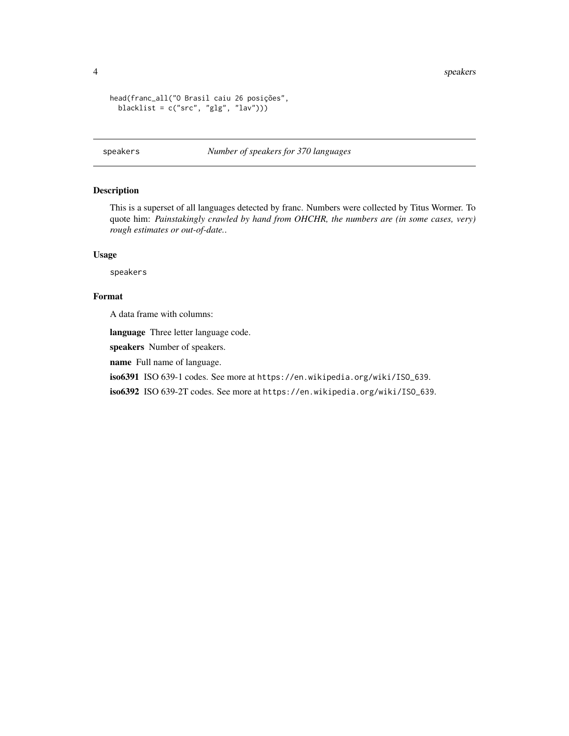```
head(franc_all("O Brasil caiu 26 posições",
  blacklist = c("src", "glg", "lav")))
```

---

## speakers — *Number of speakers for 370 languages*

---

### Description

This is a superset of all languages detected by franc. Numbers were collected by Titus Wormer. To quote him: *Painstakingly crawled by hand from OHCHR, the numbers are (in some cases, very) rough estimates or out-of-date.*.

### Usage

```
speakers
```

### Format

A data frame with columns:

**language** Three letter language code.

**speakers** Number of speakers.

**name** Full name of language.

**iso6391** ISO 639-1 codes. See more at `https://en.wikipedia.org/wiki/ISO_639`.

**iso6392** ISO 639-2T codes. See more at `https://en.wikipedia.org/wiki/ISO_639`.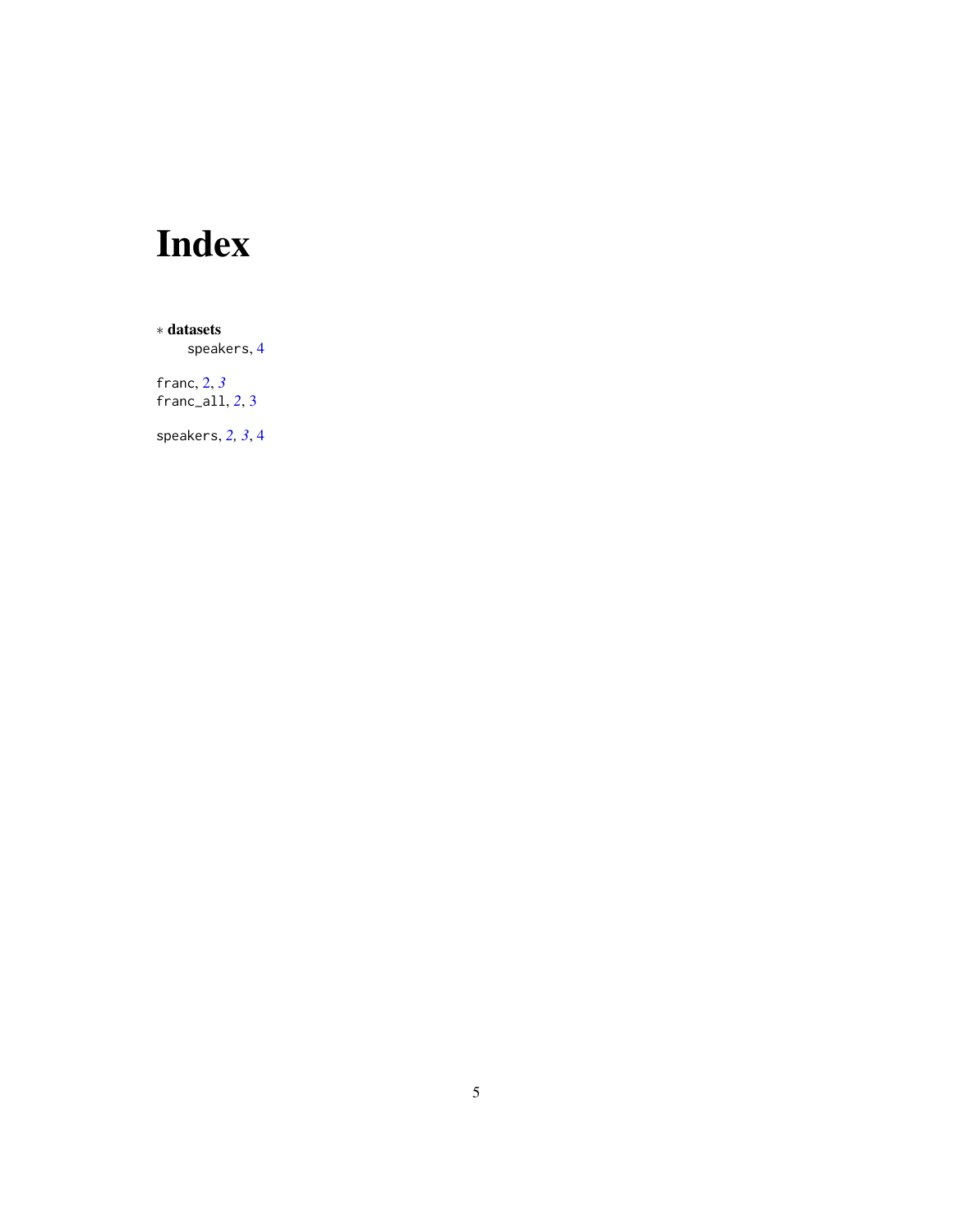# Index

∗ **datasets**
    speakers, 4

franc, 2, *3*
franc_all, *2*, 3

speakers, *2, 3*, 4